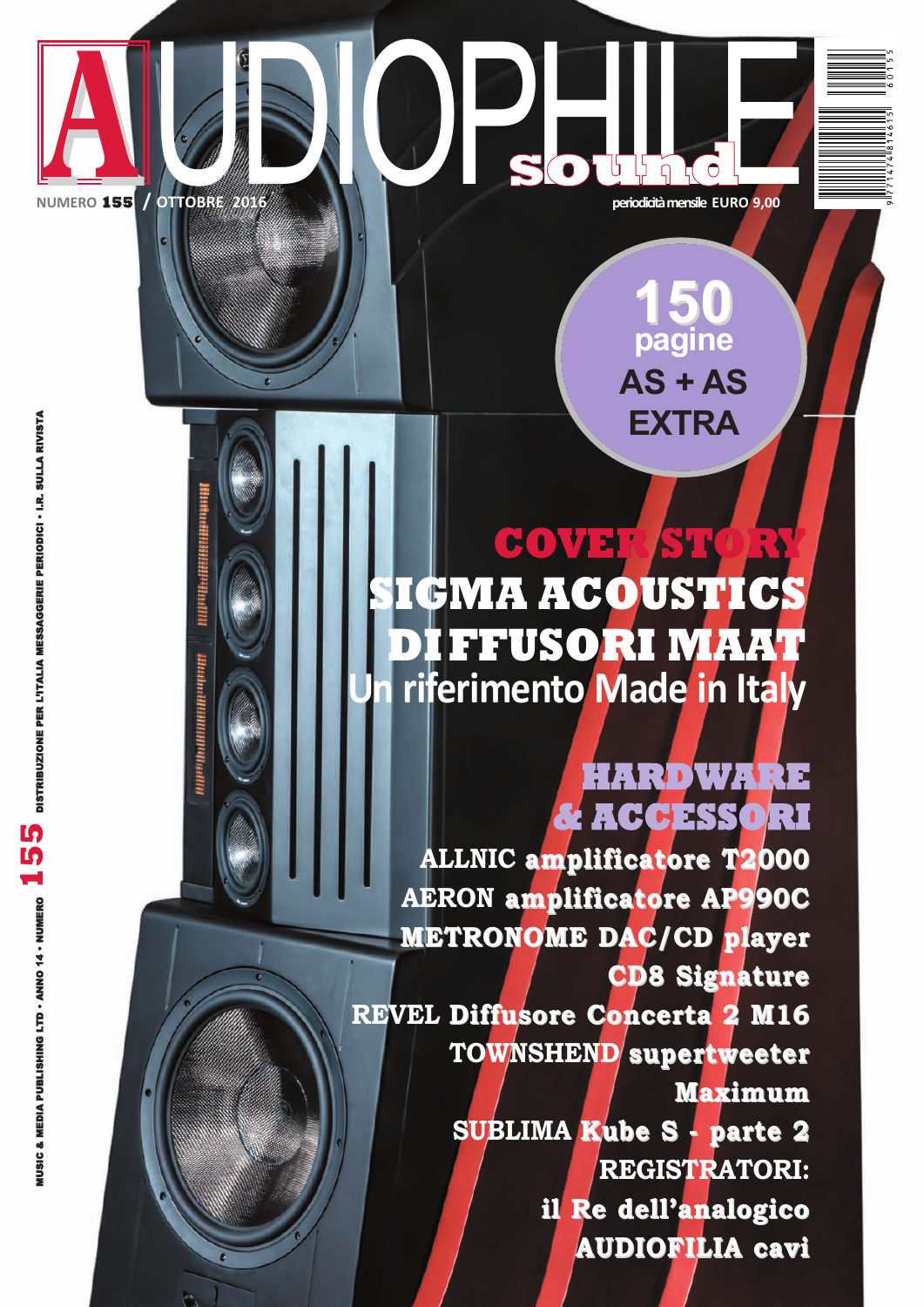# AUDIOPHILE sound

NUMERO **155** / OTTOBRE 2016

periodicità mensile EURO 9,00

**150 pagine AS + AS EXTRA**

## COVER STORY

## SIGMA ACOUSTICS DIFFUSORI MAAT

**Un riferimento Made in Italy**

## HARDWARE & ACCESSORI

**ALLNIC amplificatore T2000**

**AERON amplificatore AP990C**

**METRONOME DAC/CD player CD8 Signature**

**REVEL Diffusore Concerta 2 M16**

**TOWNSHEND supertweeter Maximum**

**SUBLIMA Kube S - parte 2**

**REGISTRATORI: il Re dell'analogico**

**AUDIOFILIA cavi**

MUSIC & MEDIA PUBLISHING LTD • ANNO 14 • NUMERO **155** DISTRIBUZIONE PER L'ITALIA MESSAGGERIE PERIODICI • I.R. SULLA RIVISTA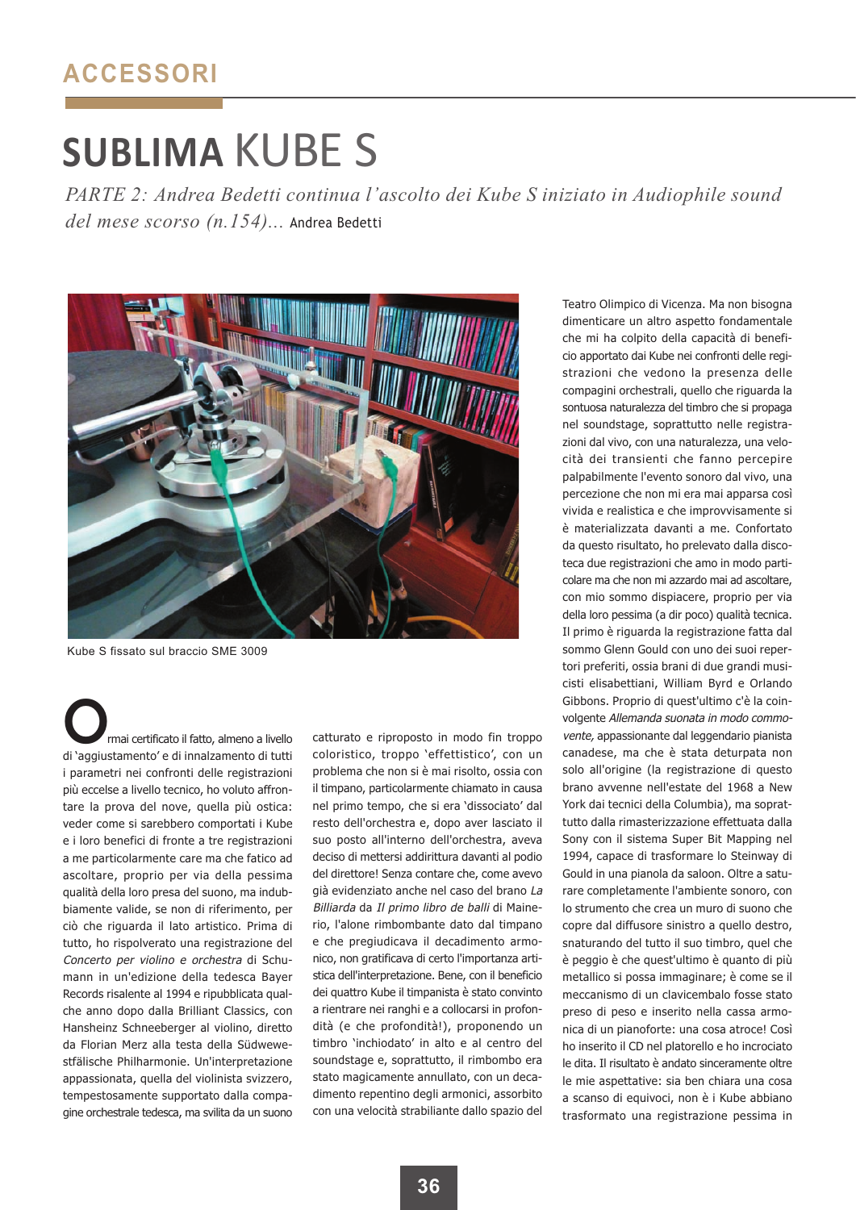ACCESSORI

# SUBLIMA KUBE S

*PARTE 2: Andrea Bedetti continua l'ascolto dei Kube S iniziato in Audiophile sound del mese scorso (n.154)...* Andrea Bedetti

Kube S fissato sul braccio SME 3009

Ormai certificato il fatto, almeno a livello di 'aggiustamento' e di innalzamento di tutti i parametri nei confronti delle registrazioni più eccelse a livello tecnico, ho voluto affrontare la prova del nove, quella più ostica: veder come si sarebbero comportati i Kube e i loro benefici di fronte a tre registrazioni a me particolarmente care ma che fatico ad ascoltare, proprio per via della pessima qualità della loro presa del suono, ma indubbiamente valide, se non di riferimento, per ciò che riguarda il lato artistico. Prima di tutto, ho rispolverato una registrazione del *Concerto per violino e orchestra* di Schumann in un'edizione della tedesca Bayer Records risalente al 1994 e ripubblicata qualche anno dopo dalla Brilliant Classics, con Hansheinz Schneeberger al violino, diretto da Florian Merz alla testa della Südwestfälische Philharmonie. Un'interpretazione appassionata, quella del violinista svizzero, tempestosamente supportato dalla compagine orchestrale tedesca, ma svilita da un suono catturato e riproposto in modo fin troppo coloristico, troppo 'effettistico', con un problema che non si è mai risolto, ossia con il timpano, particolarmente chiamato in causa nel primo tempo, che si era 'dissociato' dal resto dell'orchestra e, dopo aver lasciato il suo posto all'interno dell'orchestra, aveva deciso di mettersi addirittura davanti al podio del direttore! Senza contare che, come avevo già evidenziato anche nel caso del brano *La Billiarda* da *Il primo libro de balli* di Mainerio, l'alone rimbombante dato dal timpano e che pregiudicava il decadimento armonico, non gratificava di certo l'importanza artistica dell'interpretazione. Bene, con il beneficio dei quattro Kube il timpanista è stato convinto a rientrare nei ranghi e a collocarsi in profondità (e che profondità!), proponendo un timbro 'inchiodato' in alto e al centro del soundstage e, soprattutto, il rimbombo era stato magicamente annullato, con un decadimento repentino degli armonici, assorbito con una velocità strabiliante dallo spazio del Teatro Olimpico di Vicenza. Ma non bisogna dimenticare un altro aspetto fondamentale che mi ha colpito della capacità di beneficio apportato dai Kube nei confronti delle registrazioni che vedono la presenza delle compagini orchestrali, quello che riguarda la sontuosa naturalezza del timbro che si propaga nel soundstage, soprattutto nelle registrazioni dal vivo, con una naturalezza, una velocità dei transienti che fanno percepire palpabilmente l'evento sonoro dal vivo, una percezione che non mi era mai apparsa così vivida e realistica e che improvvisamente si è materializzata davanti a me. Confortato da questo risultato, ho prelevato dalla discoteca due registrazioni che amo in modo particolare ma che non mi azzardo mai ad ascoltare, con mio sommo dispiacere, proprio per via della loro pessima (a dir poco) qualità tecnica. Il primo è riguarda la registrazione fatta dal sommo Glenn Gould con uno dei suoi repertori preferiti, ossia brani di due grandi musicisti elisabettiani, William Byrd e Orlando Gibbons. Proprio di quest'ultimo c'è la coinvolgente *Allemanda suonata in modo commovente,* appassionante dal leggendario pianista canadese, ma che è stata deturpata non solo all'origine (la registrazione di questo brano avvenne nell'estate del 1968 a New York dai tecnici della Columbia), ma soprattutto dalla rimasterizzazione effettuata dalla Sony con il sistema Super Bit Mapping nel 1994, capace di trasformare lo Steinway di Gould in una pianola da saloon. Oltre a saturare completamente l'ambiente sonoro, con lo strumento che crea un muro di suono che copre dal diffusore sinistro a quello destro, snaturando del tutto il suo timbro, quel che è peggio è che quest'ultimo è quanto di più metallico si possa immaginare; è come se il meccanismo di un clavicembalo fosse stato preso di peso e inserito nella cassa armonica di un pianoforte: una cosa atroce! Così ho inserito il CD nel platorello e ho incrociato le dita. Il risultato è andato sinceramente oltre le mie aspettative: sia ben chiara una cosa a scanso di equivoci, non è i Kube abbiano trasformato una registrazione pessima in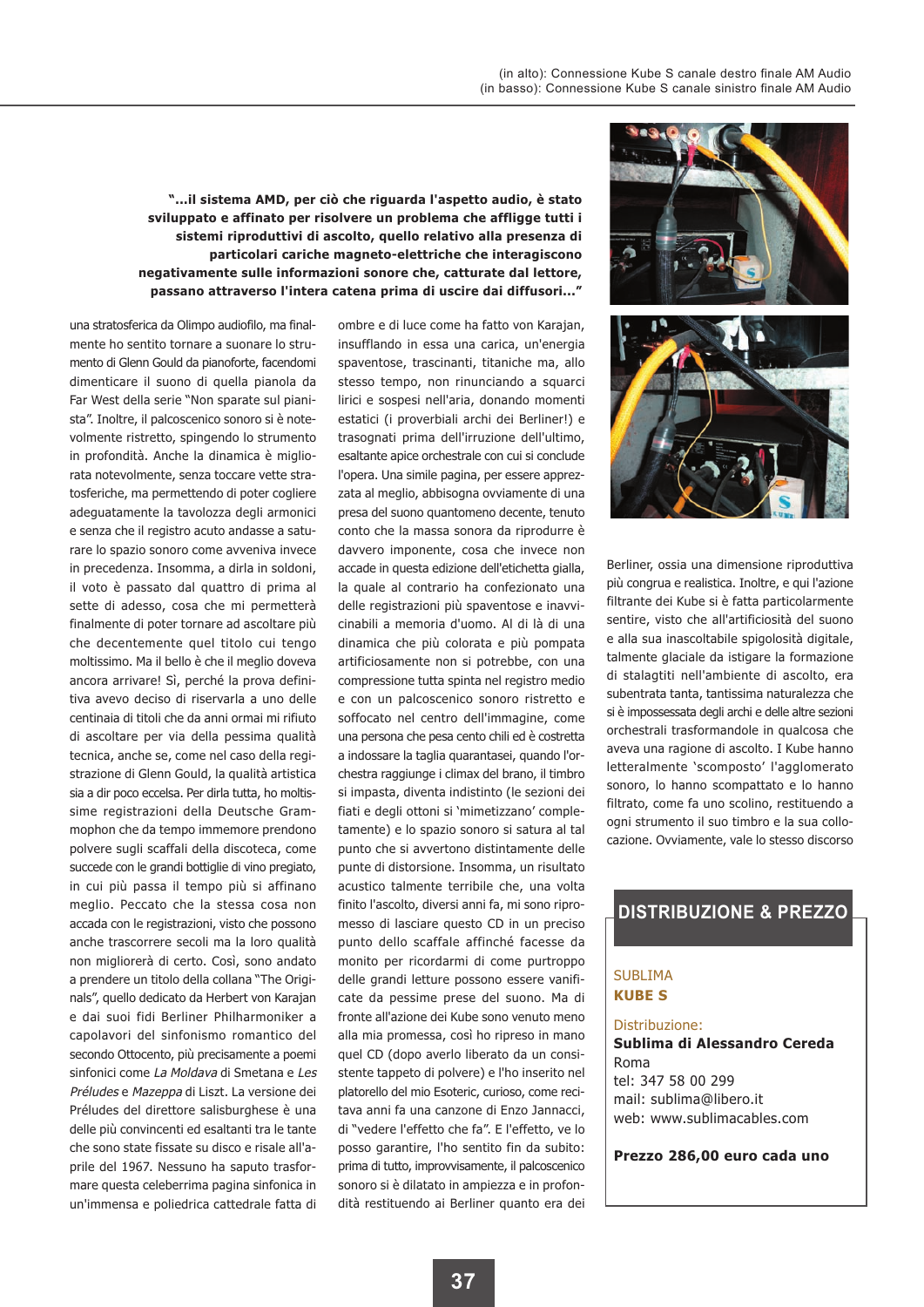(in alto): Connessione Kube S canale destro finale AM Audio
(in basso): Connessione Kube S canale sinistro finale AM Audio

**"...il sistema AMD, per ciò che riguarda l'aspetto audio, è stato sviluppato e affinato per risolvere un problema che affligge tutti i sistemi riproduttivi di ascolto, quello relativo alla presenza di particolari cariche magneto-elettriche che interagiscono negativamente sulle informazioni sonore che, catturate dal lettore, passano attraverso l'intera catena prima di uscire dai diffusori..."**

una stratosferica da Olimpo audiofilo, ma finalmente ho sentito tornare a suonare lo strumento di Glenn Gould da pianoforte, facendomi dimenticare il suono di quella pianola da Far West della serie "Non sparate sul pianista". Inoltre, il palcoscenico sonoro si è notevolmente ristretto, spingendo lo strumento in profondità. Anche la dinamica è migliorata notevolmente, senza toccare vette stratosferiche, ma permettendo di poter cogliere adeguatamente la tavolozza degli armonici e senza che il registro acuto andasse a saturare lo spazio sonoro come avveniva invece in precedenza. Insomma, a dirla in soldoni, il voto è passato dal quattro di prima al sette di adesso, cosa che mi permetterà finalmente di poter tornare ad ascoltare più che decentemente quel titolo cui tengo moltissimo. Ma il bello è che il meglio doveva ancora arrivare! Sì, perché la prova definitiva avevo deciso di riservarla a uno delle centinaia di titoli che da anni ormai mi rifiuto di ascoltare per via della pessima qualità tecnica, anche se, come nel caso della registrazione di Glenn Gould, la qualità artistica sia a dir poco eccelsa. Per dirla tutta, ho moltissime registrazioni della Deutsche Grammophon che da tempo immemore prendono polvere sugli scaffali della discoteca, come succede con le grandi bottiglie di vino pregiato, in cui più passa il tempo più si affinano meglio. Peccato che la stessa cosa non accada con le registrazioni, visto che possono anche trascorrere secoli ma la loro qualità non migliorerà di certo. Così, sono andato a prendere un titolo della collana "The Originals", quello dedicato da Herbert von Karajan e dai suoi fidi Berliner Philharmoniker a capolavori del sinfonismo romantico del secondo Ottocento, più precisamente a poemi sinfonici come *La Moldava* di Smetana e *Les Préludes* e *Mazeppa* di Liszt. La versione dei Préludes del direttore salisburghese è una delle più convincenti ed esaltanti tra le tante che sono state fissate su disco e risale all'aprile del 1967. Nessuno ha saputo trasformare questa celeberrima pagina sinfonica in un'immensa e poliedrica cattedrale fatta di ombre e di luce come ha fatto von Karajan, insufflando in essa una carica, un'energia spaventose, trascinanti, titaniche ma, allo stesso tempo, non rinunciando a squarci lirici e sospesi nell'aria, donando momenti estatici (i proverbiali archi dei Berliner!) e trasognati prima dell'irruzione dell'ultimo, esaltante apice orchestrale con cui si conclude l'opera. Una simile pagina, per essere apprezzata al meglio, abbisogna ovviamente di una presa del suono quantomeno decente, tenuto conto che la massa sonora da riprodurre è davvero imponente, cosa che invece non accade in questa edizione dell'etichetta gialla, la quale al contrario ha confezionato una delle registrazioni più spaventose e inavvicinabili a memoria d'uomo. Al di là di una dinamica che più colorata e più pompata artificiosamente non si potrebbe, con una compressione tutta spinta nel registro medio e con un palcoscenico sonoro ristretto e soffocato nel centro dell'immagine, come una persona che pesa cento chili ed è costretta a indossare la taglia quarantasei, quando l'orchestra raggiunge i climax del brano, il timbro si impasta, diventa indistinto (le sezioni dei fiati e degli ottoni si 'mimetizzano' completamente) e lo spazio sonoro si satura al tal punto che si avvertono distintamente delle punte di distorsione. Insomma, un risultato acustico talmente terribile che, una volta finito l'ascolto, diversi anni fa, mi sono ripromesso di lasciare questo CD in un preciso punto dello scaffale affinché facesse da monito per ricordarmi di come purtroppo delle grandi letture possono essere vanificate da pessime prese del suono. Ma di fronte all'azione dei Kube sono venuto meno alla mia promessa, così ho ripreso in mano quel CD (dopo averlo liberato da un consistente tappeto di polvere) e l'ho inserito nel platorello del mio Esoteric, curioso, come recitava anni fa una canzone di Enzo Jannacci, di "vedere l'effetto che fa". E l'effetto, ve lo posso garantire, l'ho sentito fin da subito: prima di tutto, improvvisamente, il palcoscenico sonoro si è dilatato in ampiezza e in profondità restituendo ai Berliner quanto era dei Berliner, ossia una dimensione riproduttiva più congrua e realistica. Inoltre, e qui l'azione filtrante dei Kube si è fatta particolarmente sentire, visto che all'artificiosità del suono e alla sua inascoltabile spigolosità digitale, talmente glaciale da istigare la formazione di stalagtiti nell'ambiente di ascolto, era subentrata tanta, tantissima naturalezza che si è impossessata degli archi e delle altre sezioni orchestrali trasformandole in qualcosa che aveva una ragione di ascolto. I Kube hanno letteralmente 'scomposto' l'agglomerato sonoro, lo hanno scompattato e lo hanno filtrato, come fa uno scolino, restituendo a ogni strumento il suo timbro e la sua collocazione. Ovviamente, vale lo stesso discorso

## DISTRIBUZIONE & PREZZO

SUBLIMA
**KUBE S**

Distribuzione:
**Sublima di Alessandro Cereda**
Roma
tel: 347 58 00 299
mail: sublima@libero.it
web: www.sublimacables.com

**Prezzo 286,00 euro cada uno**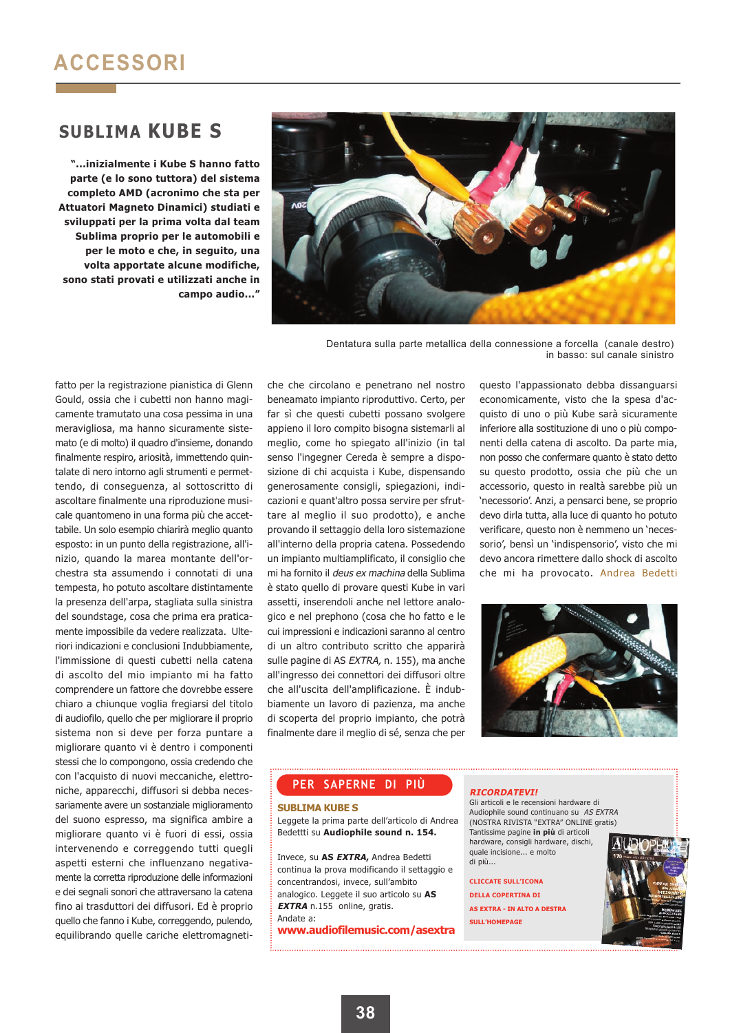## SUBLIMA KUBE S

**"...inizialmente i Kube S hanno fatto parte (e lo sono tuttora) del sistema completo AMD (acronimo che sta per Attuatori Magneto Dinamici) studiati e sviluppati per la prima volta dal team Sublima proprio per le automobili e per le moto e che, in seguito, una volta apportate alcune modifiche, sono stati provati e utilizzati anche in campo audio..."**

Dentatura sulla parte metallica della connessione a forcella (canale destro)
in basso: sul canale sinistro

fatto per la registrazione pianistica di Glenn Gould, ossia che i cubetti non hanno magicamente tramutato una cosa pessima in una meravigliosa, ma hanno sicuramente sistemato (e di molto) il quadro d'insieme, donando finalmente respiro, ariosità, immettendo quintalate di nero intorno agli strumenti e permettendo, di conseguenza, al sottoscritto di ascoltare finalmente una riproduzione musicale quantomeno in una forma più che accettabile. Un solo esempio chiarirà meglio quanto esposto: in un punto della registrazione, all'inizio, quando la marea montante dell'orchestra sta assumendo i connotati di una tempesta, ho potuto ascoltare distintamente la presenza dell'arpa, stagliata sulla sinistra del soundstage, cosa che prima era praticamente impossibile da vedere realizzata. Ulteriori indicazioni e conclusioni Indubbiamente, l'immissione di questi cubetti nella catena di ascolto del mio impianto mi ha fatto comprendere un fattore che dovrebbe essere chiaro a chiunque voglia fregiarsi del titolo di audiofilo, quello che per migliorare il proprio sistema non si deve per forza puntare a migliorare quanto vi è dentro i componenti stessi che lo compongono, ossia credendo che con l'acquisto di nuovi meccaniche, elettroniche, apparecchi, diffusori si debba necessariamente avere un sostanziale miglioramento del suono espresso, ma significa ambire a migliorare quanto vi è fuori di essi, ossia intervenendo e correggendo tutti quegli aspetti esterni che influenzano negativamente la corretta riproduzione delle informazioni e dei segnali sonori che attraversano la catena fino ai trasduttori dei diffusori. Ed è proprio quello che fanno i Kube, correggendo, pulendo, equilibrando quelle cariche elettromagnetiche che circolano e penetrano nel nostro beneamato impianto riproduttivo. Certo, per far sì che questi cubetti possano svolgere appieno il loro compito bisogna sistemarli al meglio, come ho spiegato all'inizio (in tal senso l'ingegner Cereda è sempre a disposizione di chi acquista i Kube, dispensando generosamente consigli, spiegazioni, indicazioni e quant'altro possa servire per sfruttare al meglio il suo prodotto), e anche provando il settaggio della loro sistemazione all'interno della propria catena. Possedendo un impianto multiamplificato, il consiglio che mi ha fornito il *deus ex machina* della Sublima è stato quello di provare questi Kube in vari assetti, inserendoli anche nel lettore analogico e nel prephono (cosa che ho fatto e le cui impressioni e indicazioni saranno al centro di un altro contributo scritto che apparirà sulle pagine di AS *EXTRA,* n. 155), ma anche all'ingresso dei connettori dei diffusori oltre che all'uscita dell'amplificazione. È indubbiamente un lavoro di pazienza, ma anche di scoperta del proprio impianto, che potrà finalmente dare il meglio di sé, senza che per questo l'appassionato debba dissanguarsi economicamente, visto che la spesa d'acquisto di uno o più Kube sarà sicuramente inferiore alla sostituzione di uno o più componenti della catena di ascolto. Da parte mia, non posso che confermare quanto è stato detto su questo prodotto, ossia che più che un accessorio, questo in realtà sarebbe più un 'necessorio'. Anzi, a pensarci bene, se proprio devo dirla tutta, alla luce di quanto ho potuto verificare, questo non è nemmeno un 'necessorio', bensì un 'indispensorio', visto che mi devo ancora rimettere dallo shock di ascolto che mi ha provocato. Andrea Bedetti

**PER SAPERNE DI PIÙ**

**SUBLIMA KUBE S**

Leggete la prima parte dell'articolo di Andrea Bedetti su **Audiophile sound n. 154.**

Invece, su **AS *EXTRA*,** Andrea Bedetti continua la prova modificando il settaggio di concentrandosi, invece, sull'ambito analogico. Leggete il suo articolo su **AS *EXTRA*** n.155 online, gratis.

Andate a:

**www.audiofilemusic.com/asextra**

***RICORDATEVI!***

Gli articoli e le recensioni hardware di Audiophile sound continuano su *AS EXTRA* (NOSTRA RIVISTA "EXTRA" ONLINE gratis)
Tantissime pagine **in più** di articoli hardware, consigli hardware, dischi, quale incisione... e molto di più...

**CLICCATE SULL'ICONA DELLA COPERTINA DI AS EXTRA - IN ALTO A DESTRA SULL'HOMEPAGE**